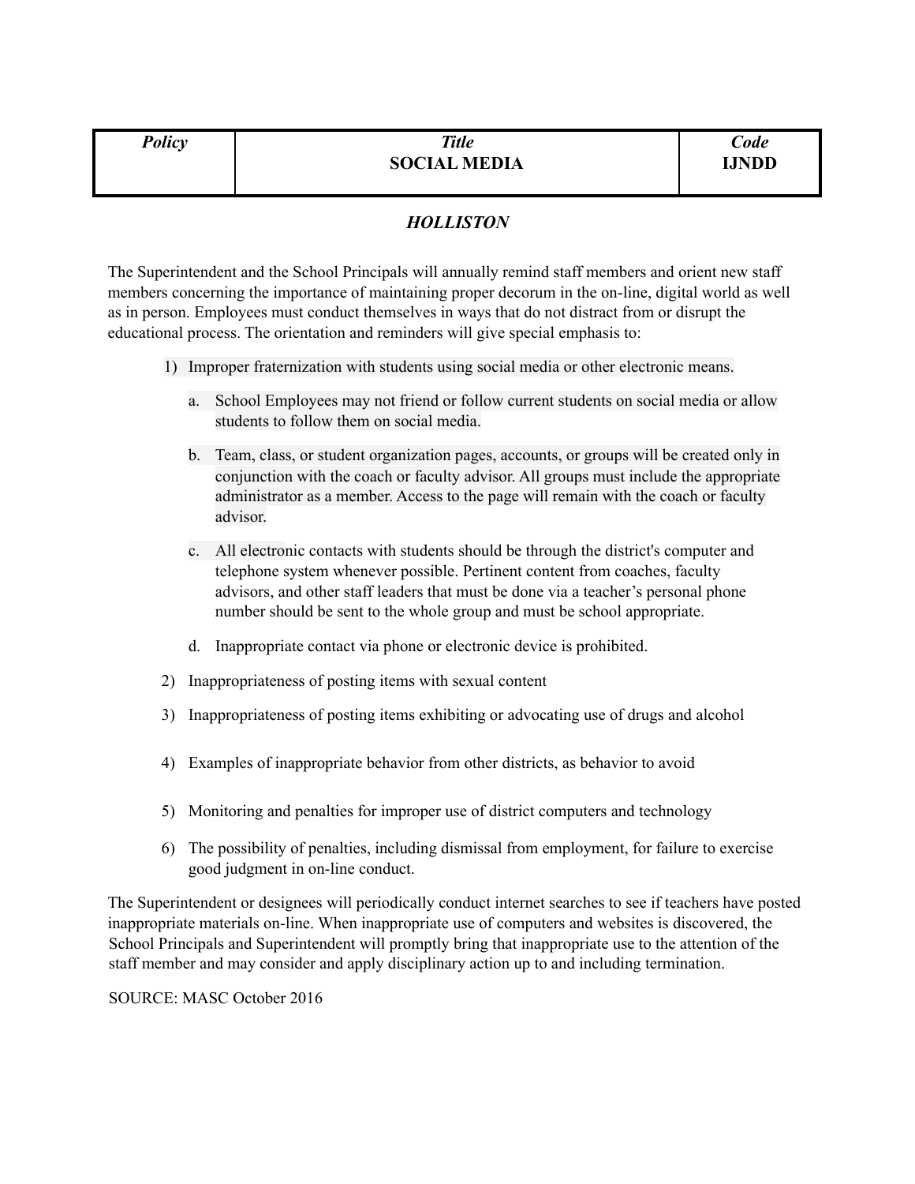| *Policy* | *Title*<br>**SOCIAL MEDIA** | *Code*<br>**IJNDD** |
| --- | --- | --- |

## *HOLLISTON*

The Superintendent and the School Principals will annually remind staff members and orient new staff members concerning the importance of maintaining proper decorum in the on-line, digital world as well as in person. Employees must conduct themselves in ways that do not distract from or disrupt the educational process. The orientation and reminders will give special emphasis to:

1) Improper fraternization with students using social media or other electronic means.

    a. School Employees may not friend or follow current students on social media or allow students to follow them on social media.

    b. Team, class, or student organization pages, accounts, or groups will be created only in conjunction with the coach or faculty advisor. All groups must include the appropriate administrator as a member. Access to the page will remain with the coach or faculty advisor.

    c. All electronic contacts with students should be through the district's computer and telephone system whenever possible. Pertinent content from coaches, faculty advisors, and other staff leaders that must be done via a teacher's personal phone number should be sent to the whole group and must be school appropriate.

    d. Inappropriate contact via phone or electronic device is prohibited.

2) Inappropriateness of posting items with sexual content

3) Inappropriateness of posting items exhibiting or advocating use of drugs and alcohol

4) Examples of inappropriate behavior from other districts, as behavior to avoid

5) Monitoring and penalties for improper use of district computers and technology

6) The possibility of penalties, including dismissal from employment, for failure to exercise good judgment in on-line conduct.

The Superintendent or designees will periodically conduct internet searches to see if teachers have posted inappropriate materials on-line. When inappropriate use of computers and websites is discovered, the School Principals and Superintendent will promptly bring that inappropriate use to the attention of the staff member and may consider and apply disciplinary action up to and including termination.

SOURCE: MASC October 2016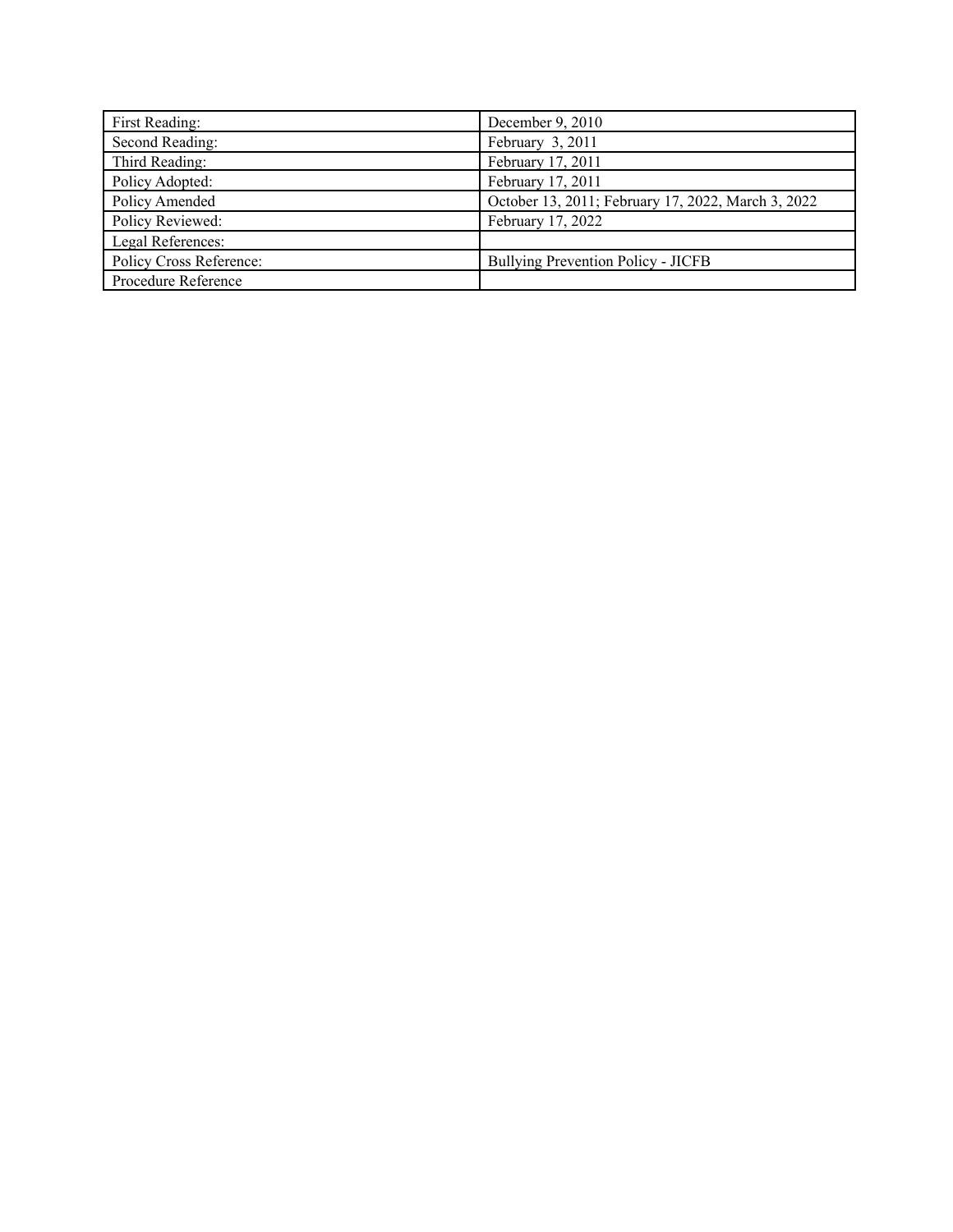| | |
|---|---|
| First Reading: | December 9, 2010 |
| Second Reading: | February 3, 2011 |
| Third Reading: | February 17, 2011 |
| Policy Adopted: | February 17, 2011 |
| Policy Amended | October 13, 2011; February 17, 2022, March 3, 2022 |
| Policy Reviewed: | February 17, 2022 |
| Legal References: | |
| Policy Cross Reference: | Bullying Prevention Policy - JICFB |
| Procedure Reference | |